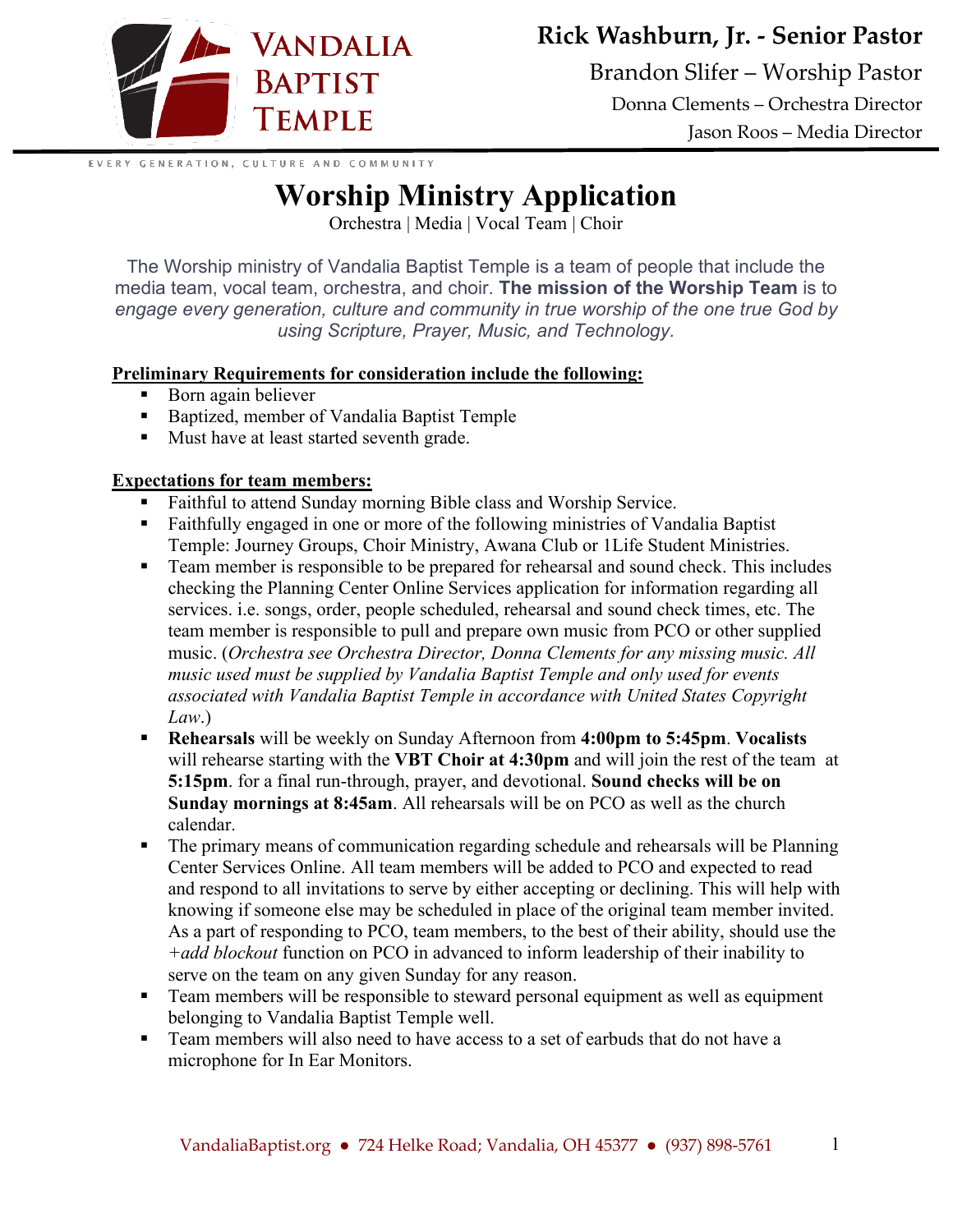Vandalia Baptist Temple

**Rick Washburn, Jr. - Senior Pastor**

Brandon Slifer – Worship Pastor

Donna Clements – Orchestra Director

Jason Roos – Media Director

EVERY GENERATION, CULTURE AND COMMUNITY

# Worship Ministry Application

Orchestra | Media | Vocal Team | Choir

The Worship ministry of Vandalia Baptist Temple is a team of people that include the media team, vocal team, orchestra, and choir. **The mission of the Worship Team** is to *engage every generation, culture and community in true worship of the one true God by using Scripture, Prayer, Music, and Technology.*

**Preliminary Requirements for consideration include the following:**

- Born again believer
- Baptized, member of Vandalia Baptist Temple
- Must have at least started seventh grade.

**Expectations for team members:**

- Faithful to attend Sunday morning Bible class and Worship Service.
- Faithfully engaged in one or more of the following ministries of Vandalia Baptist Temple: Journey Groups, Choir Ministry, Awana Club or 1Life Student Ministries.
- Team member is responsible to be prepared for rehearsal and sound check. This includes checking the Planning Center Online Services application for information regarding all services. i.e. songs, order, people scheduled, rehearsal and sound check times, etc. The team member is responsible to pull and prepare own music from PCO or other supplied music. (*Orchestra see Orchestra Director, Donna Clements for any missing music. All music used must be supplied by Vandalia Baptist Temple and only used for events associated with Vandalia Baptist Temple in accordance with United States Copyright Law*.)
- **Rehearsals** will be weekly on Sunday Afternoon from **4:00pm to 5:45pm**. **Vocalists** will rehearse starting with the **VBT Choir at 4:30pm** and will join the rest of the team at **5:15pm**. for a final run-through, prayer, and devotional. **Sound checks will be on Sunday mornings at 8:45am**. All rehearsals will be on PCO as well as the church calendar.
- The primary means of communication regarding schedule and rehearsals will be Planning Center Services Online. All team members will be added to PCO and expected to read and respond to all invitations to serve by either accepting or declining. This will help with knowing if someone else may be scheduled in place of the original team member invited. As a part of responding to PCO, team members, to the best of their ability, should use the *+add blockout* function on PCO in advanced to inform leadership of their inability to serve on the team on any given Sunday for any reason.
- Team members will be responsible to steward personal equipment as well as equipment belonging to Vandalia Baptist Temple well.
- Team members will also need to have access to a set of earbuds that do not have a microphone for In Ear Monitors.

VandaliaBaptist.org ● 724 Helke Road; Vandalia, OH 45377 ● (937) 898-5761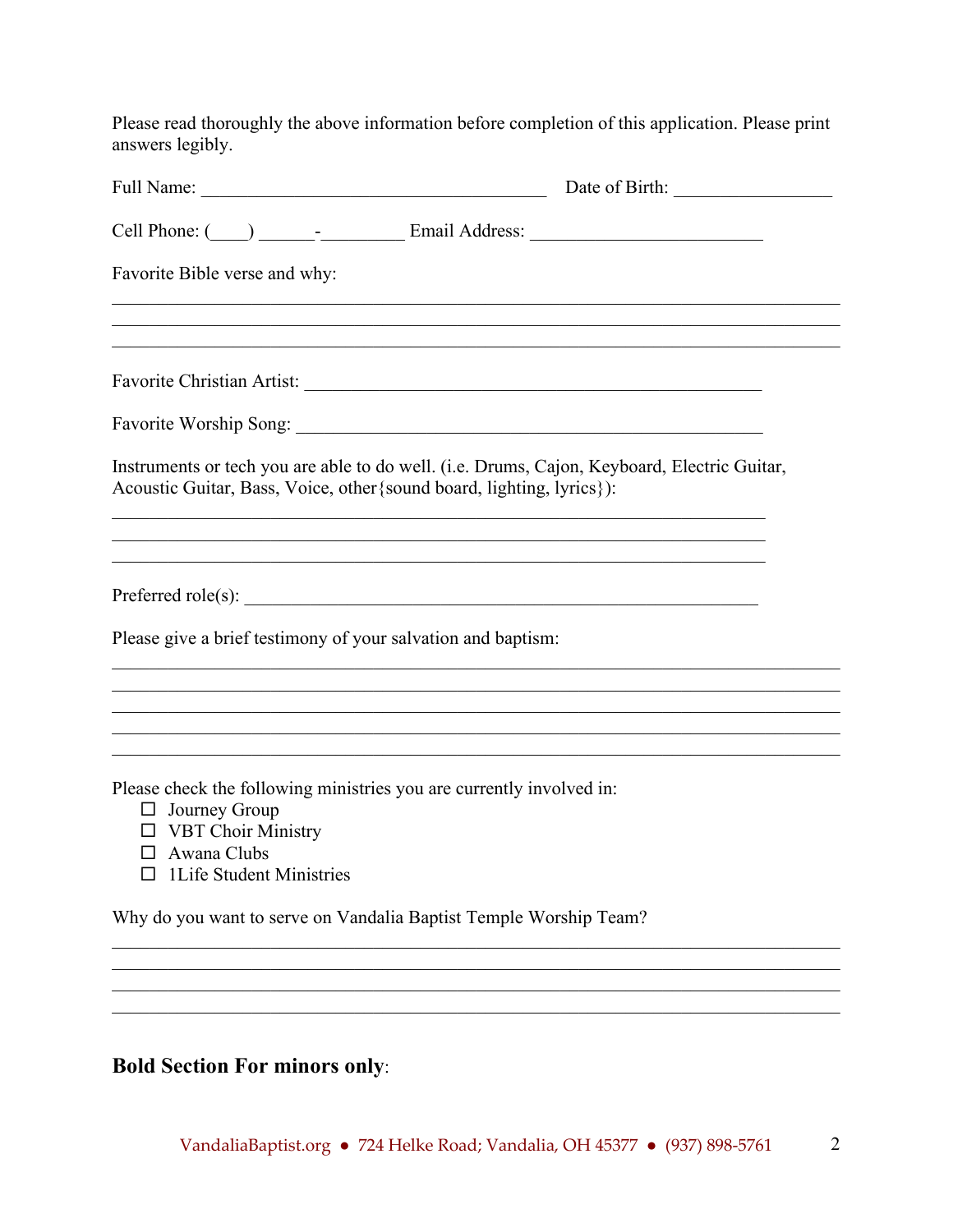Please read thoroughly the above information before completion of this application. Please print answers legibly.

Full Name: ______________________________________ Date of Birth: _________________

Cell Phone: (____) ______-_________ Email Address: _________________________

Favorite Bible verse and why:

________________________________________________________________________________
________________________________________________________________________________
________________________________________________________________________________

Favorite Christian Artist: __________________________________________________

Favorite Worship Song: ____________________________________________________

Instruments or tech you are able to do well. (i.e. Drums, Cajon, Keyboard, Electric Guitar, Acoustic Guitar, Bass, Voice, other{sound board, lighting, lyrics}):

________________________________________________________________________
________________________________________________________________________
________________________________________________________________________

Preferred role(s): ________________________________________________________

Please give a brief testimony of your salvation and baptism:

________________________________________________________________________________
________________________________________________________________________________
________________________________________________________________________________
________________________________________________________________________________
________________________________________________________________________________

Please check the following ministries you are currently involved in:

- ☐ Journey Group
- ☐ VBT Choir Ministry
- ☐ Awana Clubs
- ☐ 1Life Student Ministries

Why do you want to serve on Vandalia Baptist Temple Worship Team?

________________________________________________________________________________
________________________________________________________________________________
________________________________________________________________________________
________________________________________________________________________________

**Bold Section For minors only**: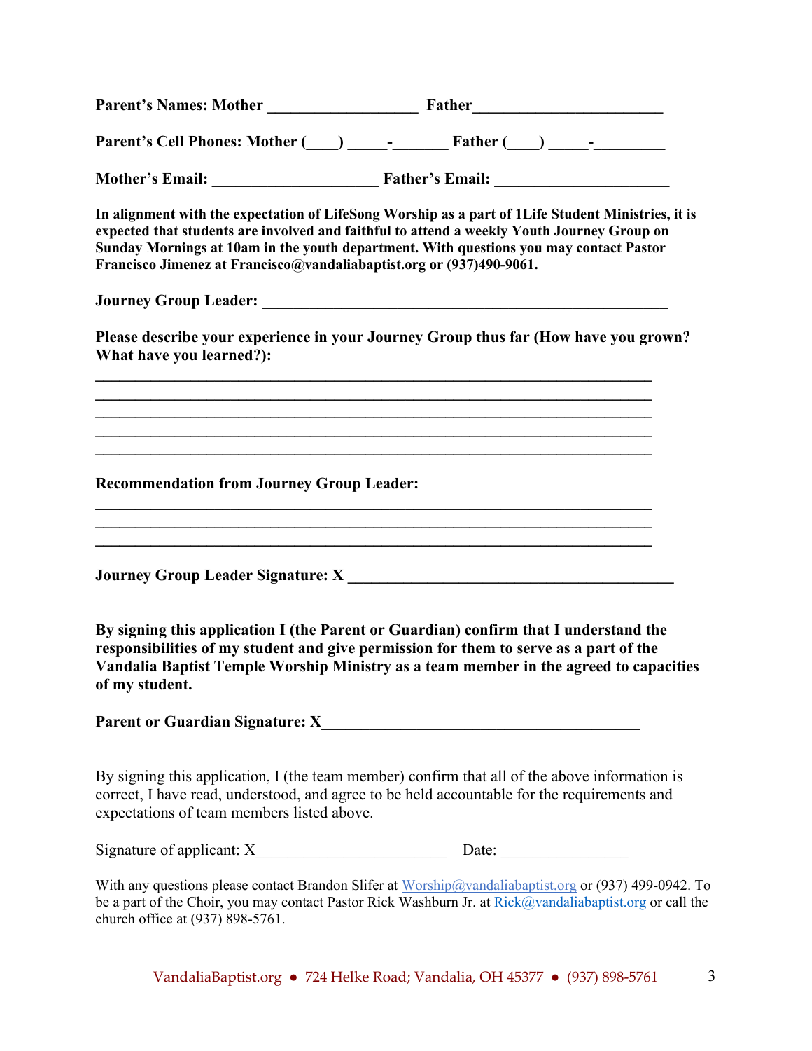**Parent's Names: Mother ___________________ Father________________________**

**Parent's Cell Phones: Mother (____) _____-_______ Father (____) _____-_________**

**Mother's Email: _____________________ Father's Email: ______________________**

**In alignment with the expectation of LifeSong Worship as a part of 1Life Student Ministries, it is expected that students are involved and faithful to attend a weekly Youth Journey Group on Sunday Mornings at 10am in the youth department. With questions you may contact Pastor Francisco Jimenez at Francisco@vandaliabaptist.org or (937)490-9061.**

**Journey Group Leader: ____________________________________________________**

**Please describe your experience in your Journey Group thus far (How have you grown? What have you learned?):**

**________________________________________________________________________**
**________________________________________________________________________**
**________________________________________________________________________**
**________________________________________________________________________**
**________________________________________________________________________**

**Recommendation from Journey Group Leader:**

**________________________________________________________________________**
**________________________________________________________________________**
**________________________________________________________________________**

**Journey Group Leader Signature: X __________________________________________**

**By signing this application I (the Parent or Guardian) confirm that I understand the responsibilities of my student and give permission for them to serve as a part of the Vandalia Baptist Temple Worship Ministry as a team member in the agreed to capacities of my student.**

**Parent or Guardian Signature: X_________________________________________**

By signing this application, I (the team member) confirm that all of the above information is correct, I have read, understood, and agree to be held accountable for the requirements and expectations of team members listed above.

Signature of applicant: X________________________ Date: ________________

With any questions please contact Brandon Slifer at Worship@vandaliabaptist.org or (937) 499-0942. To be a part of the Choir, you may contact Pastor Rick Washburn Jr. at Rick@vandaliabaptist.org or call the church office at (937) 898-5761.